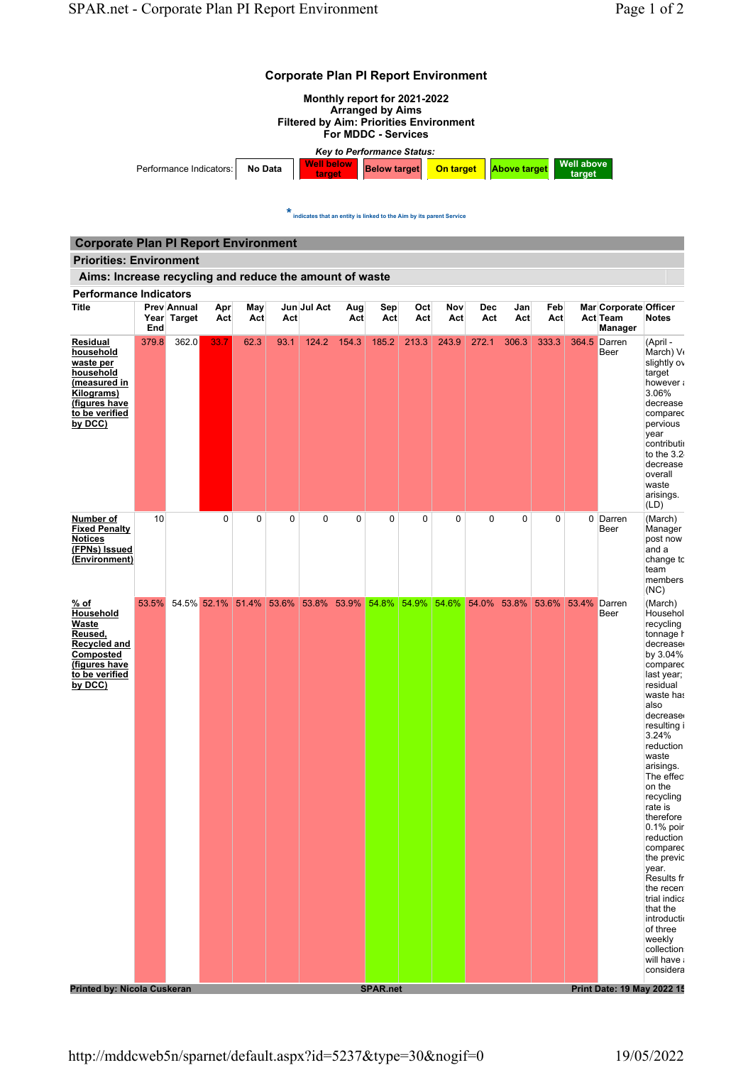# Corporate Plan PI Report Environment

**Monthly report for 2021-2022**
**Arranged by Aims**
**Filtered by Aim: Priorities Environment**
**For MDDC - Services**

*Key to Performance Status:*

Performance Indicators: | No Data | Well below target | Below target | On target | Above target | Well above target |

\* indicates that an entity is linked to the Aim by its parent Service

## Corporate Plan PI Report Environment

### Priorities: Environment

### Aims: Increase recycling and reduce the amount of waste

**Performance Indicators**

| Title | Prev Year End | Annual Target | Apr Act | May Act | Jun Act | Jul Act | Aug Act | Sep Act | Oct Act | Nov Act | Dec Act | Jan Act | Feb Act | Mar Act | Corporate Team Manager | Officer Notes |
|---|---|---|---|---|---|---|---|---|---|---|---|---|---|---|---|---|
| Residual household waste per household (measured in Kilograms) (figures have to be verified by DCC) | 379.8 | 362.0 | 33.7 | 62.3 | 93.1 | 124.2 | 154.3 | 185.2 | 213.3 | 243.9 | 272.1 | 306.3 | 333.3 | 364.5 | Darren Beer | (April - March) Ve slightly ov target however a 3.06% decrease comparec pervious year contributi to the 3.2 decrease overall waste arisings. (LD) |
| Number of Fixed Penalty Notices (FPNs) Issued (Environment) | 10 | | 0 | 0 | 0 | 0 | 0 | 0 | 0 | 0 | 0 | 0 | 0 | 0 | Darren Beer | (March) Manager post now and a change to team members (NC) |
| % of Household Waste Reused, Recycled and Composted (figures have to be verified by DCC) | 53.5% | 54.5% | 52.1% | 51.4% | 53.6% | 53.8% | 53.9% | 54.8% | 54.9% | 54.6% | 54.0% | 53.8% | 53.6% | 53.4% | Darren Beer | (March) Househol recycling tonnage h decrease by 3.04% comparec last year; residual waste has also decrease resulting i 3.24% reduction waste arisings. The effec on the recycling rate is therefore 0.1% poir reduction comparec the previo year. Results fr the recent trial indica that the introductio of three weekly collection will have a considera |

Printed by: Nicola Cuskeran | SPAR.net | Print Date: 19 May 2022 15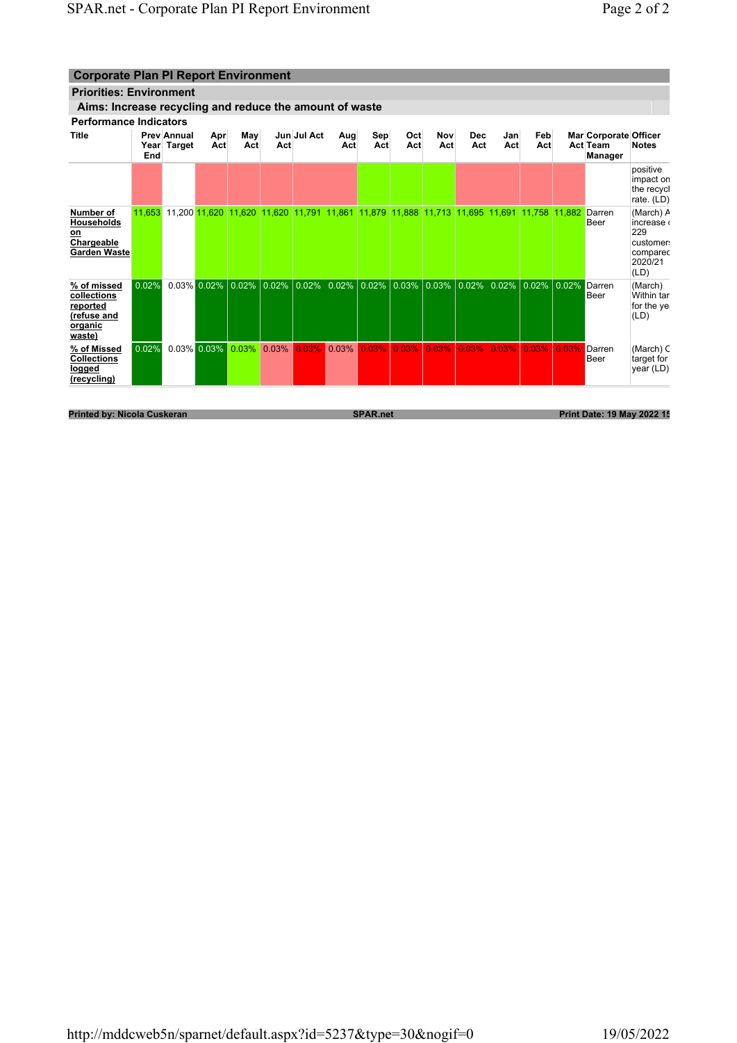## Corporate Plan PI Report Environment

### Priorities: Environment

#### Aims: Increase recycling and reduce the amount of waste

**Performance Indicators**

| Title | Prev Year End | Annual Target | Apr Act | May Act | Jun Act | Jul Act | Aug Act | Sep Act | Oct Act | Nov Act | Dec Act | Jan Act | Feb Act | Mar Act | Corporate Team Manager | Officer Notes |
|---|---|---|---|---|---|---|---|---|---|---|---|---|---|---|---|---|
| | | | | | | | | | | | | | | | | positive impact on the recycl rate. (LD) |
| **Number of Households on Chargeable Garden Waste** | 11,653 | 11,200 | 11,620 | 11,620 | 11,620 | 11,791 | 11,861 | 11,879 | 11,888 | 11,713 | 11,695 | 11,691 | 11,758 | 11,882 | Darren Beer | (March) A increase ( 229 customers compared 2020/21 (LD) |
| **% of missed collections reported (refuse and organic waste)** | 0.02% | 0.03% | 0.02% | 0.02% | 0.02% | 0.02% | 0.02% | 0.02% | 0.03% | 0.03% | 0.02% | 0.02% | 0.02% | 0.02% | Darren Beer | (March) Within tar for the ye (LD) |
| **% of Missed Collections logged (recycling)** | 0.02% | 0.03% | 0.03% | 0.03% | 0.03% | 0.03% | 0.03% | 0.03% | 0.03% | 0.03% | 0.03% | 0.03% | 0.03% | 0.03% | Darren Beer | (March) C target for year (LD) |

**Printed by: Nicola Cuskeran** **SPAR.net** **Print Date: 19 May 2022 15**